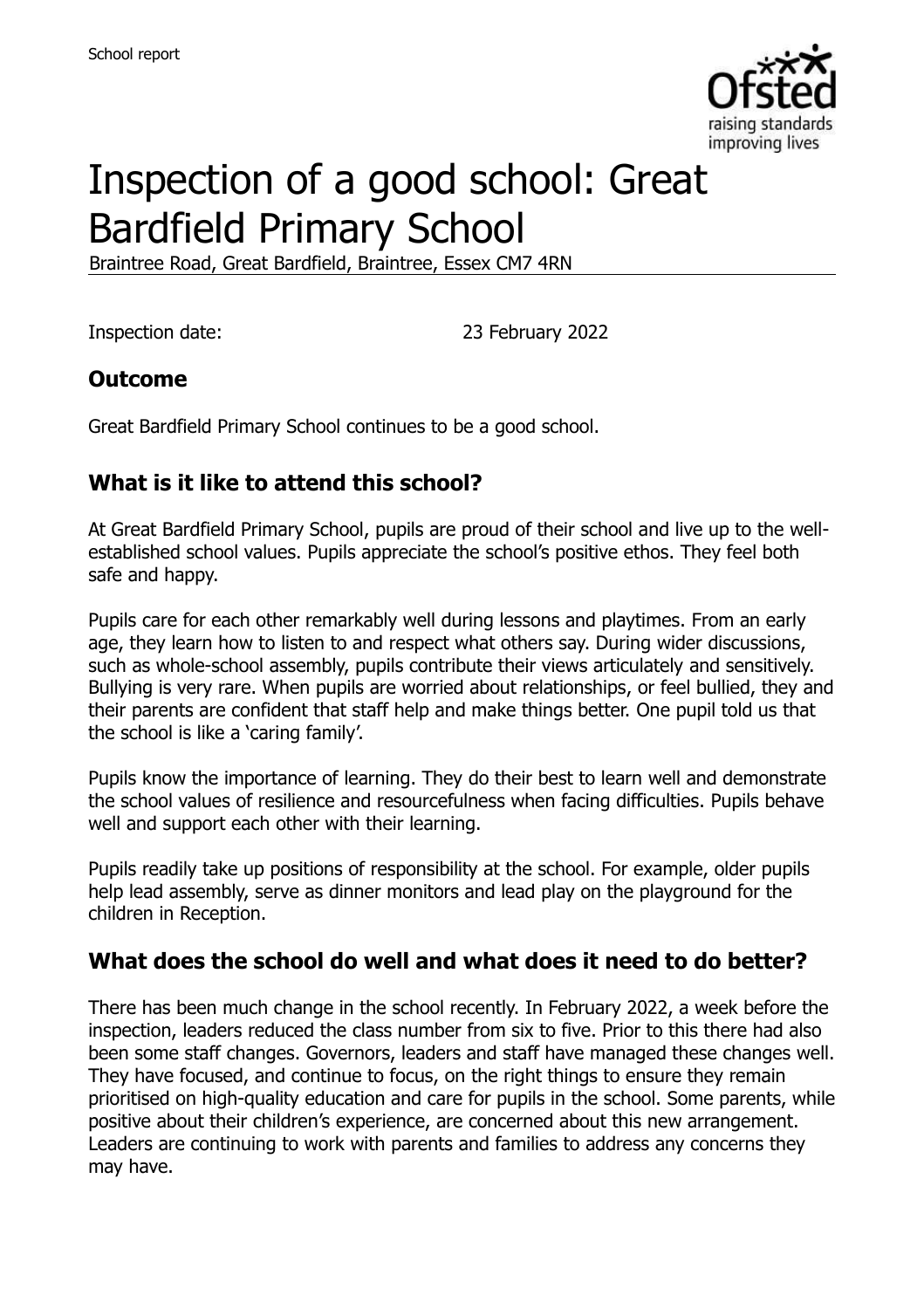School report

# Inspection of a good school: Great Bardfield Primary School

Braintree Road, Great Bardfield, Braintree, Essex CM7 4RN

Inspection date: 23 February 2022

## Outcome

Great Bardfield Primary School continues to be a good school.

## What is it like to attend this school?

At Great Bardfield Primary School, pupils are proud of their school and live up to the well-established school values. Pupils appreciate the school's positive ethos. They feel both safe and happy.

Pupils care for each other remarkably well during lessons and playtimes. From an early age, they learn how to listen to and respect what others say. During wider discussions, such as whole-school assembly, pupils contribute their views articulately and sensitively. Bullying is very rare. When pupils are worried about relationships, or feel bullied, they and their parents are confident that staff help and make things better. One pupil told us that the school is like a 'caring family'.

Pupils know the importance of learning. They do their best to learn well and demonstrate the school values of resilience and resourcefulness when facing difficulties. Pupils behave well and support each other with their learning.

Pupils readily take up positions of responsibility at the school. For example, older pupils help lead assembly, serve as dinner monitors and lead play on the playground for the children in Reception.

## What does the school do well and what does it need to do better?

There has been much change in the school recently. In February 2022, a week before the inspection, leaders reduced the class number from six to five. Prior to this there had also been some staff changes. Governors, leaders and staff have managed these changes well. They have focused, and continue to focus, on the right things to ensure they remain prioritised on high-quality education and care for pupils in the school. Some parents, while positive about their children's experience, are concerned about this new arrangement. Leaders are continuing to work with parents and families to address any concerns they may have.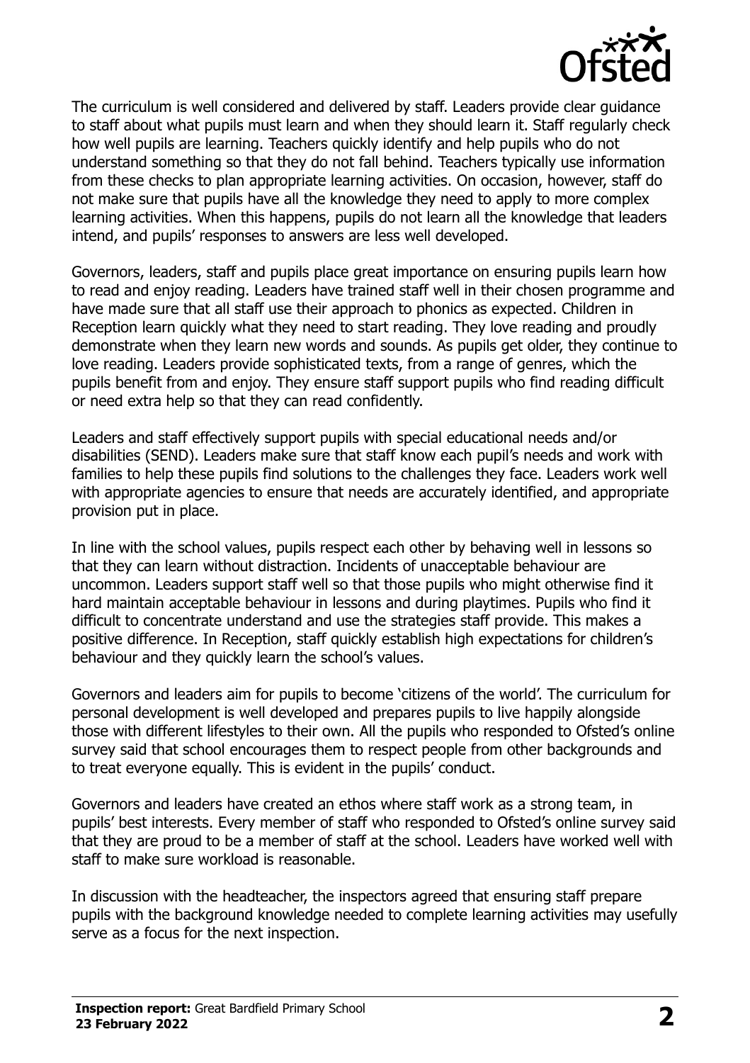The curriculum is well considered and delivered by staff. Leaders provide clear guidance to staff about what pupils must learn and when they should learn it. Staff regularly check how well pupils are learning. Teachers quickly identify and help pupils who do not understand something so that they do not fall behind. Teachers typically use information from these checks to plan appropriate learning activities. On occasion, however, staff do not make sure that pupils have all the knowledge they need to apply to more complex learning activities. When this happens, pupils do not learn all the knowledge that leaders intend, and pupils' responses to answers are less well developed.

Governors, leaders, staff and pupils place great importance on ensuring pupils learn how to read and enjoy reading. Leaders have trained staff well in their chosen programme and have made sure that all staff use their approach to phonics as expected. Children in Reception learn quickly what they need to start reading. They love reading and proudly demonstrate when they learn new words and sounds. As pupils get older, they continue to love reading. Leaders provide sophisticated texts, from a range of genres, which the pupils benefit from and enjoy. They ensure staff support pupils who find reading difficult or need extra help so that they can read confidently.

Leaders and staff effectively support pupils with special educational needs and/or disabilities (SEND). Leaders make sure that staff know each pupil's needs and work with families to help these pupils find solutions to the challenges they face. Leaders work well with appropriate agencies to ensure that needs are accurately identified, and appropriate provision put in place.

In line with the school values, pupils respect each other by behaving well in lessons so that they can learn without distraction. Incidents of unacceptable behaviour are uncommon. Leaders support staff well so that those pupils who might otherwise find it hard maintain acceptable behaviour in lessons and during playtimes. Pupils who find it difficult to concentrate understand and use the strategies staff provide. This makes a positive difference. In Reception, staff quickly establish high expectations for children's behaviour and they quickly learn the school's values.

Governors and leaders aim for pupils to become 'citizens of the world'. The curriculum for personal development is well developed and prepares pupils to live happily alongside those with different lifestyles to their own. All the pupils who responded to Ofsted's online survey said that school encourages them to respect people from other backgrounds and to treat everyone equally. This is evident in the pupils' conduct.

Governors and leaders have created an ethos where staff work as a strong team, in pupils' best interests. Every member of staff who responded to Ofsted's online survey said that they are proud to be a member of staff at the school. Leaders have worked well with staff to make sure workload is reasonable.

In discussion with the headteacher, the inspectors agreed that ensuring staff prepare pupils with the background knowledge needed to complete learning activities may usefully serve as a focus for the next inspection.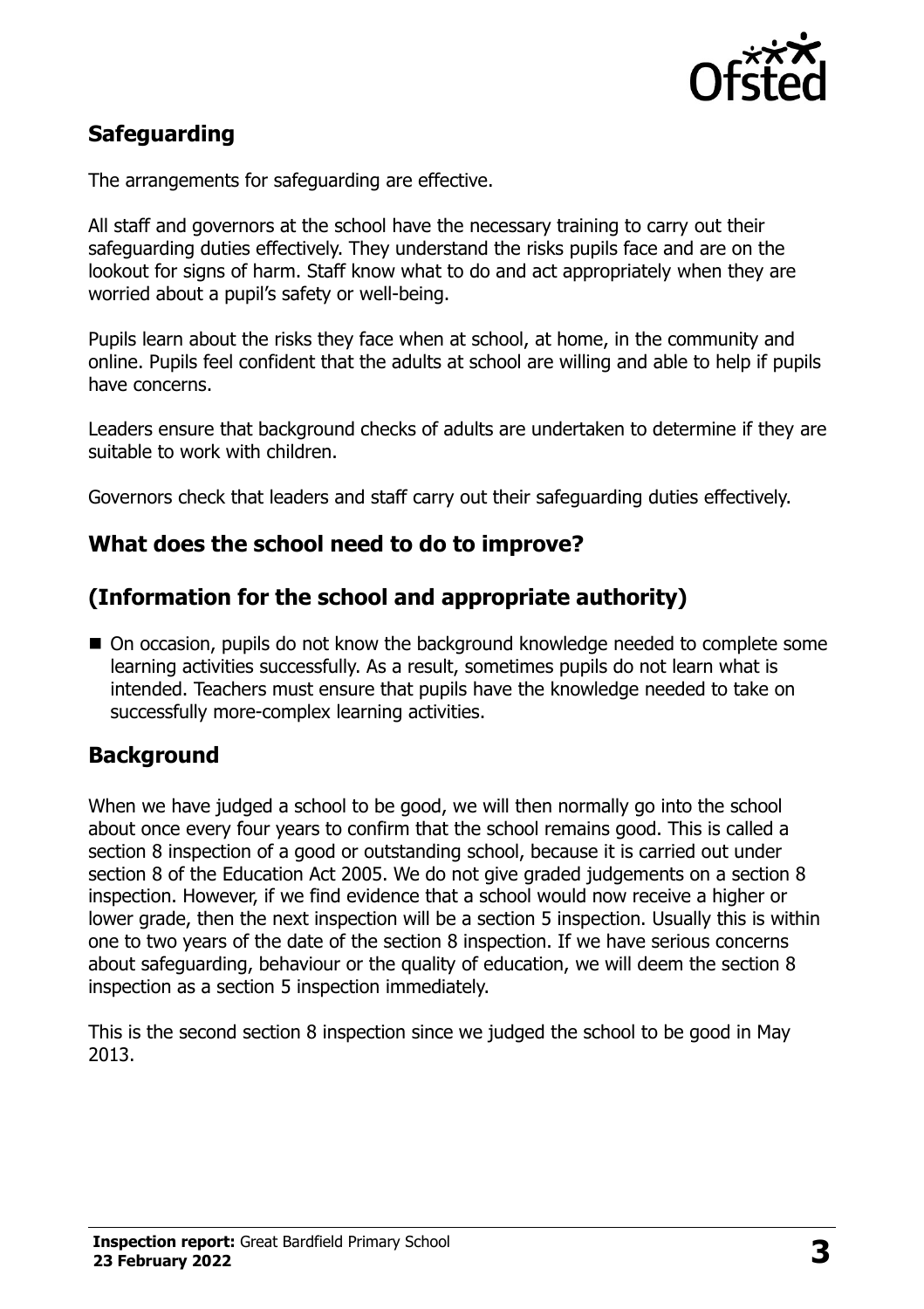## Safeguarding

The arrangements for safeguarding are effective.

All staff and governors at the school have the necessary training to carry out their safeguarding duties effectively. They understand the risks pupils face and are on the lookout for signs of harm. Staff know what to do and act appropriately when they are worried about a pupil's safety or well-being.

Pupils learn about the risks they face when at school, at home, in the community and online. Pupils feel confident that the adults at school are willing and able to help if pupils have concerns.

Leaders ensure that background checks of adults are undertaken to determine if they are suitable to work with children.

Governors check that leaders and staff carry out their safeguarding duties effectively.

## What does the school need to do to improve?

## (Information for the school and appropriate authority)

- On occasion, pupils do not know the background knowledge needed to complete some learning activities successfully. As a result, sometimes pupils do not learn what is intended. Teachers must ensure that pupils have the knowledge needed to take on successfully more-complex learning activities.

## Background

When we have judged a school to be good, we will then normally go into the school about once every four years to confirm that the school remains good. This is called a section 8 inspection of a good or outstanding school, because it is carried out under section 8 of the Education Act 2005. We do not give graded judgements on a section 8 inspection. However, if we find evidence that a school would now receive a higher or lower grade, then the next inspection will be a section 5 inspection. Usually this is within one to two years of the date of the section 8 inspection. If we have serious concerns about safeguarding, behaviour or the quality of education, we will deem the section 8 inspection as a section 5 inspection immediately.

This is the second section 8 inspection since we judged the school to be good in May 2013.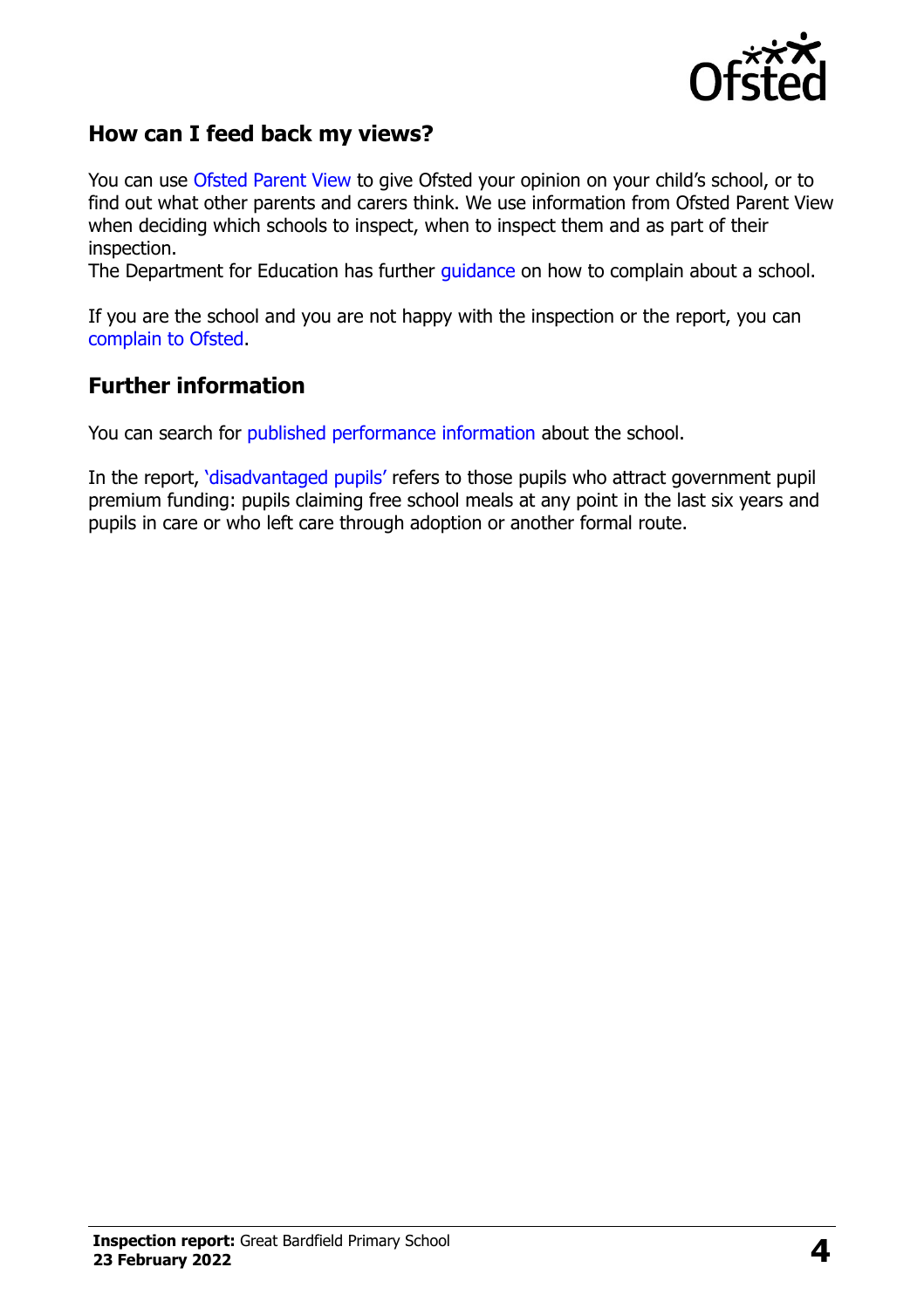## How can I feed back my views?

You can use Ofsted Parent View to give Ofsted your opinion on your child's school, or to find out what other parents and carers think. We use information from Ofsted Parent View when deciding which schools to inspect, when to inspect them and as part of their inspection.

The Department for Education has further guidance on how to complain about a school.

If you are the school and you are not happy with the inspection or the report, you can complain to Ofsted.

## Further information

You can search for published performance information about the school.

In the report, 'disadvantaged pupils' refers to those pupils who attract government pupil premium funding: pupils claiming free school meals at any point in the last six years and pupils in care or who left care through adoption or another formal route.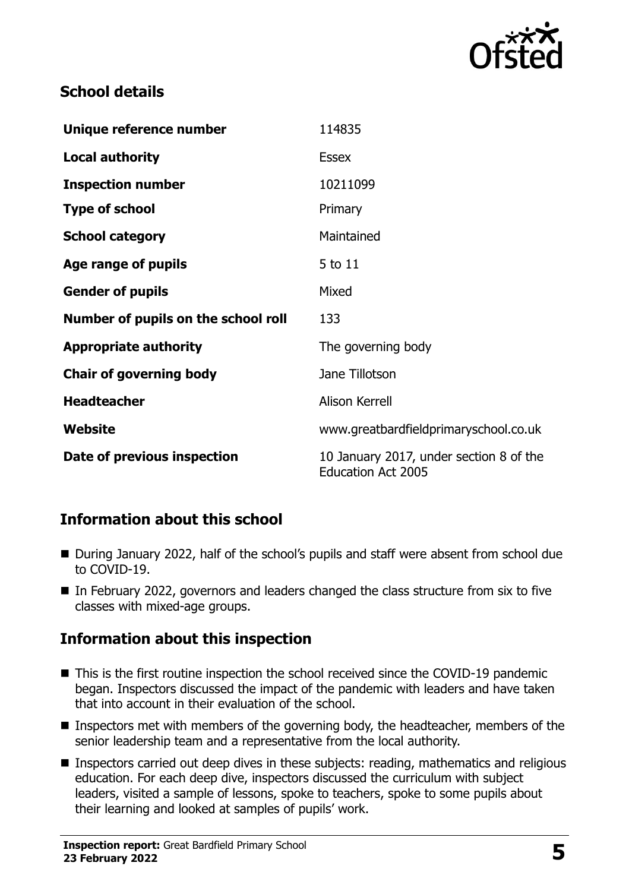## School details

| | |
|---|---|
| **Unique reference number** | 114835 |
| **Local authority** | Essex |
| **Inspection number** | 10211099 |
| **Type of school** | Primary |
| **School category** | Maintained |
| **Age range of pupils** | 5 to 11 |
| **Gender of pupils** | Mixed |
| **Number of pupils on the school roll** | 133 |
| **Appropriate authority** | The governing body |
| **Chair of governing body** | Jane Tillotson |
| **Headteacher** | Alison Kerrell |
| **Website** | www.greatbardfieldprimaryschool.co.uk |
| **Date of previous inspection** | 10 January 2017, under section 8 of the Education Act 2005 |

## Information about this school

- During January 2022, half of the school's pupils and staff were absent from school due to COVID-19.
- In February 2022, governors and leaders changed the class structure from six to five classes with mixed-age groups.

## Information about this inspection

- This is the first routine inspection the school received since the COVID-19 pandemic began. Inspectors discussed the impact of the pandemic with leaders and have taken that into account in their evaluation of the school.
- Inspectors met with members of the governing body, the headteacher, members of the senior leadership team and a representative from the local authority.
- Inspectors carried out deep dives in these subjects: reading, mathematics and religious education. For each deep dive, inspectors discussed the curriculum with subject leaders, visited a sample of lessons, spoke to teachers, spoke to some pupils about their learning and looked at samples of pupils' work.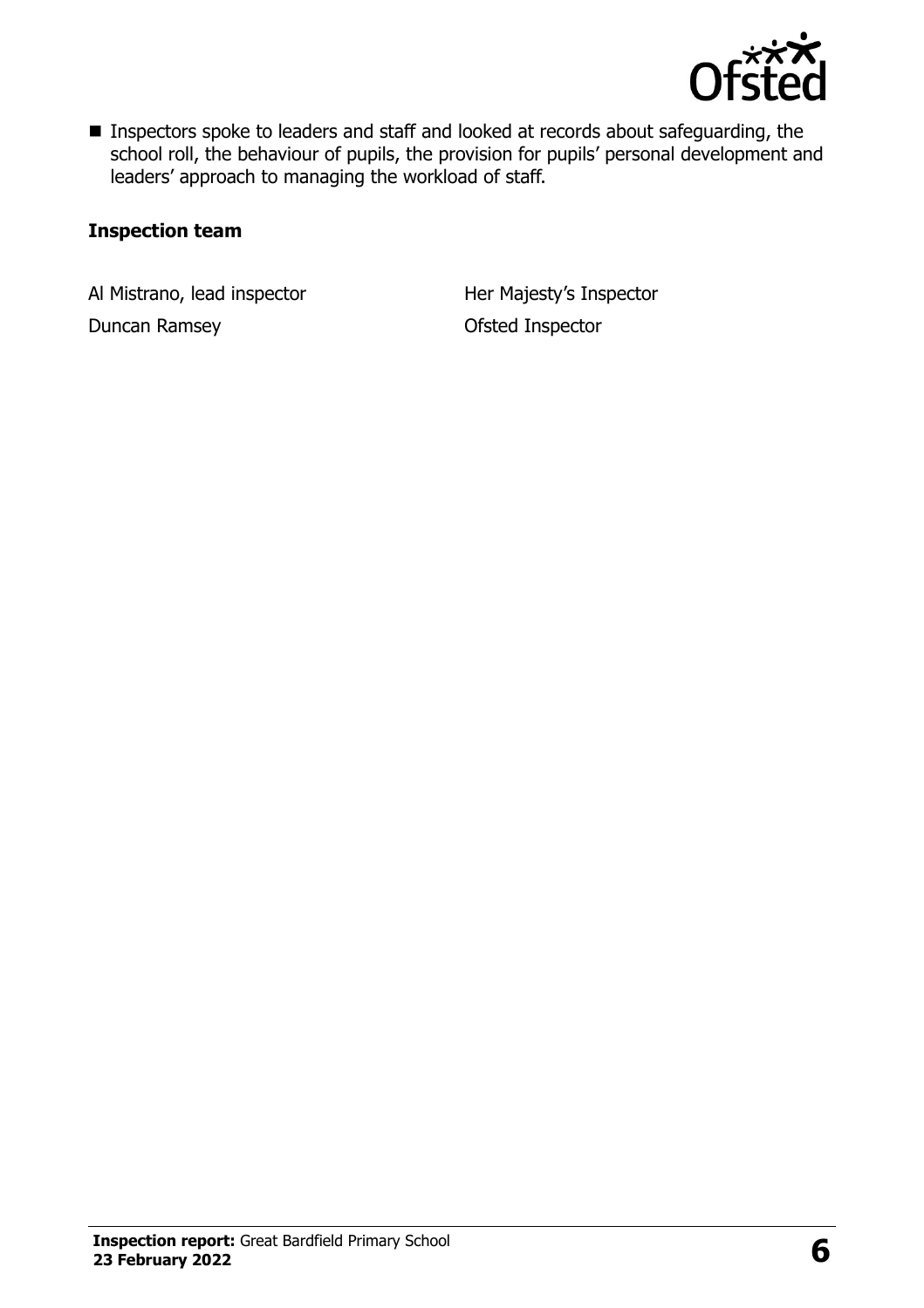- Inspectors spoke to leaders and staff and looked at records about safeguarding, the school roll, the behaviour of pupils, the provision for pupils' personal development and leaders' approach to managing the workload of staff.

### Inspection team

| | |
|---|---|
| Al Mistrano, lead inspector | Her Majesty's Inspector |
| Duncan Ramsey | Ofsted Inspector |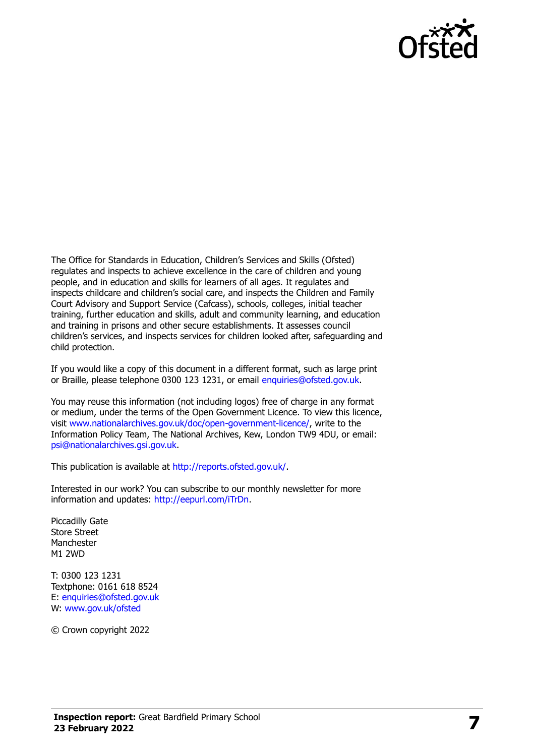The Office for Standards in Education, Children's Services and Skills (Ofsted) regulates and inspects to achieve excellence in the care of children and young people, and in education and skills for learners of all ages. It regulates and inspects childcare and children's social care, and inspects the Children and Family Court Advisory and Support Service (Cafcass), schools, colleges, initial teacher training, further education and skills, adult and community learning, and education and training in prisons and other secure establishments. It assesses council children's services, and inspects services for children looked after, safeguarding and child protection.

If you would like a copy of this document in a different format, such as large print or Braille, please telephone 0300 123 1231, or email enquiries@ofsted.gov.uk.

You may reuse this information (not including logos) free of charge in any format or medium, under the terms of the Open Government Licence. To view this licence, visit www.nationalarchives.gov.uk/doc/open-government-licence/, write to the Information Policy Team, The National Archives, Kew, London TW9 4DU, or email: psi@nationalarchives.gsi.gov.uk.

This publication is available at http://reports.ofsted.gov.uk/.

Interested in our work? You can subscribe to our monthly newsletter for more information and updates: http://eepurl.com/iTrDn.

Piccadilly Gate
Store Street
Manchester
M1 2WD

T: 0300 123 1231
Textphone: 0161 618 8524
E: enquiries@ofsted.gov.uk
W: www.gov.uk/ofsted

© Crown copyright 2022